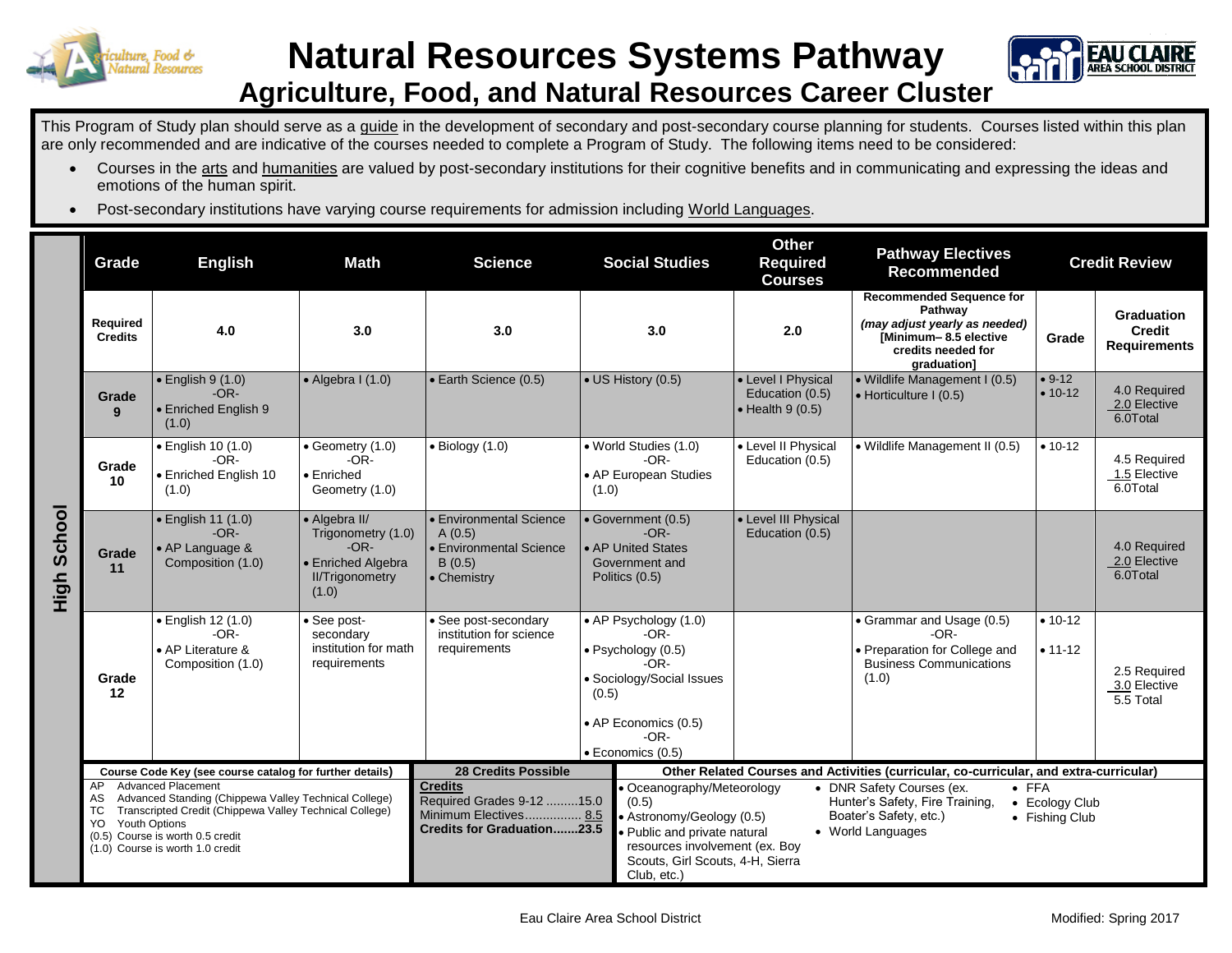# Natural Resources Systems Pathway

## Agriculture, Food, and Natural Resources Career Cluster

This Program of Study plan should serve as a guide in the development of secondary and post-secondary course planning for students. Courses listed within this plan are only recommended and are indicative of the courses needed to complete a Program of Study. The following items need to be considered:

- Courses in the arts and humanities are valued by post-secondary institutions for their cognitive benefits and in communicating and expressing the ideas and emotions of the human spirit.
- Post-secondary institutions have varying course requirements for admission including World Languages.

**High School**

| Grade | English | Math | Science | Social Studies | Other Required Courses | Pathway Electives Recommended | Credit Review | |
|---|---|---|---|---|---|---|---|---|
| **Required Credits** | **4.0** | **3.0** | **3.0** | **3.0** | **2.0** | **Recommended Sequence for Pathway** *(may adjust yearly as needed)* **[Minimum– 8.5 elective credits needed for graduation]** | **Grade** | **Graduation Credit Requirements** |
| **Grade 9** | • English 9 (1.0) -OR- • Enriched English 9 (1.0) | • Algebra I (1.0) | • Earth Science (0.5) | • US History (0.5) | • Level I Physical Education (0.5) • Health 9 (0.5) | • Wildlife Management I (0.5) • Horticulture I (0.5) | • 9-12 • 10-12 | 4.0 Required 2.0 Elective 6.0Total |
| **Grade 10** | • English 10 (1.0) -OR- • Enriched English 10 (1.0) | • Geometry (1.0) -OR- • Enriched Geometry (1.0) | • Biology (1.0) | • World Studies (1.0) -OR- • AP European Studies (1.0) | • Level II Physical Education (0.5) | • Wildlife Management II (0.5) | • 10-12 | 4.5 Required 1.5 Elective 6.0Total |
| **Grade 11** | • English 11 (1.0) -OR- • AP Language & Composition (1.0) | • Algebra II/ Trigonometry (1.0) -OR- • Enriched Algebra II/Trigonometry (1.0) | • Environmental Science A (0.5) • Environmental Science B (0.5) • Chemistry | • Government (0.5) -OR- • AP United States Government and Politics (0.5) | • Level III Physical Education (0.5) | | | 4.0 Required 2.0 Elective 6.0Total |
| **Grade 12** | • English 12 (1.0) -OR- • AP Literature & Composition (1.0) | • See post-secondary institution for math requirements | • See post-secondary institution for science requirements | • AP Psychology (1.0) -OR- • Psychology (0.5) -OR- • Sociology/Social Issues (0.5) • AP Economics (0.5) -OR- • Economics (0.5) | | • Grammar and Usage (0.5) -OR- • Preparation for College and Business Communications (1.0) | • 10-12 • 11-12 | 2.5 Required 3.0 Elective 5.5 Total |

**Course Code Key (see course catalog for further details)**

- AP Advanced Placement
- AS Advanced Standing (Chippewa Valley Technical College)
- TC Transcripted Credit (Chippewa Valley Technical College)
- YO Youth Options
- (0.5) Course is worth 0.5 credit
- (1.0) Course is worth 1.0 credit

**28 Credits Possible**

**Credits**
Required Grades 9-12 .........15.0
Minimum Electives................ 8.5
**Credits for Graduation.......23.5**

**Other Related Courses and Activities (curricular, co-curricular, and extra-curricular)**

- Oceanography/Meteorology (0.5)
- Astronomy/Geology (0.5)
- Public and private natural resources involvement (ex. Boy Scouts, Girl Scouts, 4-H, Sierra Club, etc.)
- DNR Safety Courses (ex. Hunter's Safety, Fire Training, Boater's Safety, etc.)
- World Languages
- FFA
- Ecology Club
- Fishing Club

Eau Claire Area School District

Modified: Spring 2017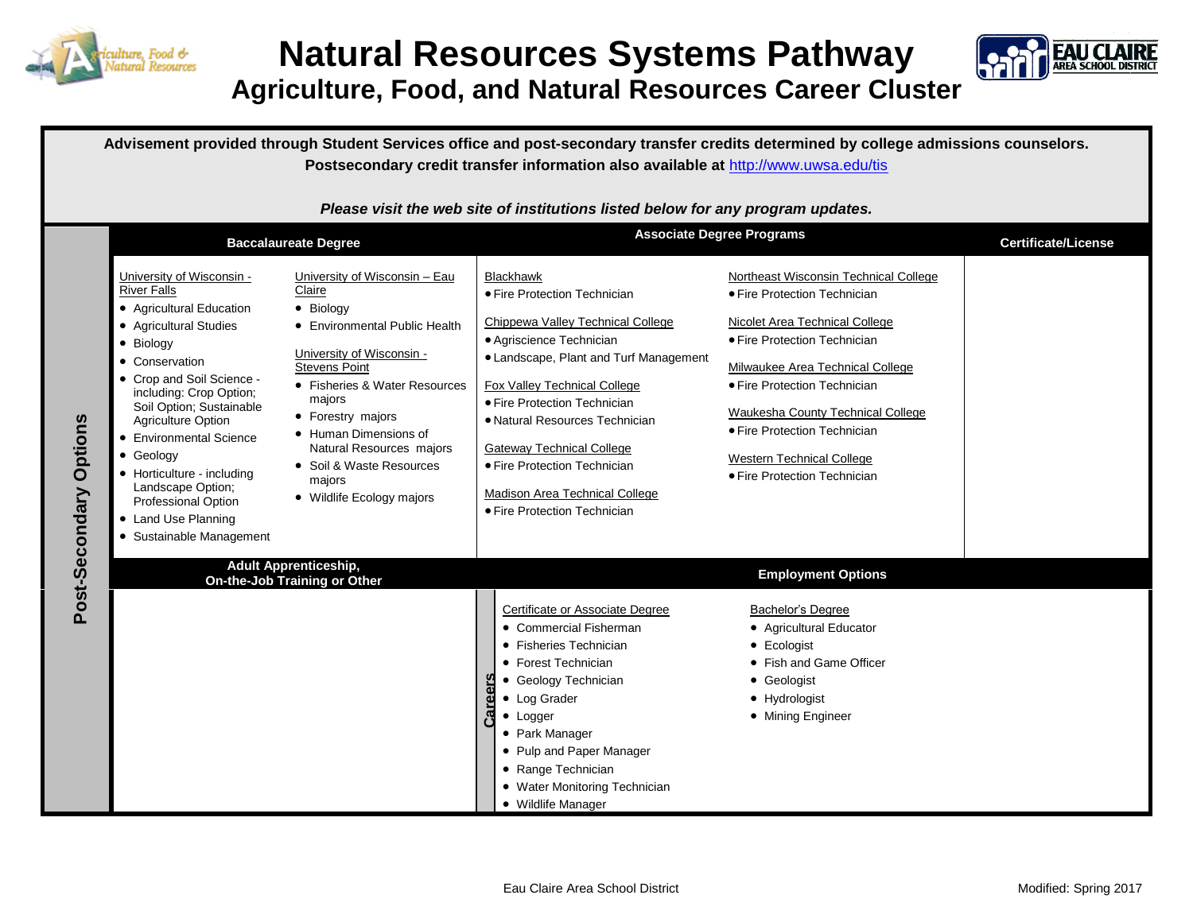# Natural Resources Systems Pathway

## Agriculture, Food, and Natural Resources Career Cluster

**Advisement provided through Student Services office and post-secondary transfer credits determined by college admissions counselors.**
**Postsecondary credit transfer information also available at http://www.uwsa.edu/tis**

***Please visit the web site of institutions listed below for any program updates.***

## Post-Secondary Options

### Baccalaureate Degree

University of Wisconsin - River Falls
- Agricultural Education
- Agricultural Studies
- Biology
- Conservation
- Crop and Soil Science - including: Crop Option; Soil Option; Sustainable Agriculture Option
- Environmental Science
- Geology
- Horticulture - including Landscape Option; Professional Option
- Land Use Planning
- Sustainable Management

University of Wisconsin – Eau Claire
- Biology
- Environmental Public Health

University of Wisconsin - Stevens Point
- Fisheries & Water Resources majors
- Forestry majors
- Human Dimensions of Natural Resources majors
- Soil & Waste Resources majors
- Wildlife Ecology majors

### Associate Degree Programs

Blackhawk
- Fire Protection Technician

Chippewa Valley Technical College
- Agriscience Technician
- Landscape, Plant and Turf Management

Fox Valley Technical College
- Fire Protection Technician
- Natural Resources Technician

Gateway Technical College
- Fire Protection Technician

Madison Area Technical College
- Fire Protection Technician

Northeast Wisconsin Technical College
- Fire Protection Technician

Nicolet Area Technical College
- Fire Protection Technician

Milwaukee Area Technical College
- Fire Protection Technician

Waukesha County Technical College
- Fire Protection Technician

Western Technical College
- Fire Protection Technician

### Certificate/License

### Adult Apprenticeship, On-the-Job Training or Other

### Employment Options

#### Careers

Certificate or Associate Degree
- Commercial Fisherman
- Fisheries Technician
- Forest Technician
- Geology Technician
- Log Grader
- Logger
- Park Manager
- Pulp and Paper Manager
- Range Technician
- Water Monitoring Technician
- Wildlife Manager

Bachelor's Degree
- Agricultural Educator
- Ecologist
- Fish and Game Officer
- Geologist
- Hydrologist
- Mining Engineer

Eau Claire Area School District

Modified: Spring 2017